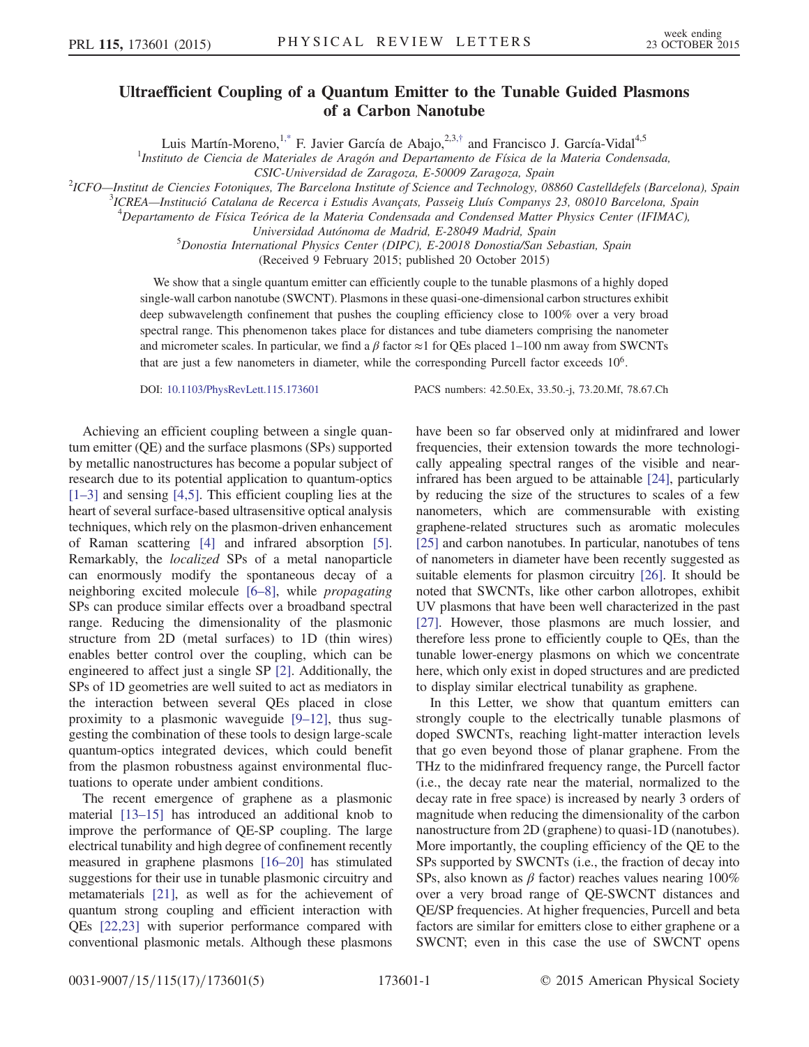# Ultraefficient Coupling of a Quantum Emitter to the Tunable Guided Plasmons of a Carbon Nanotube

Luis Martín-Moreno,[1,*] F. Javier García de Abajo,[2,3,†] and Francisco J. García-Vidal[4,5]

[1]Instituto de Ciencia de Materiales de Aragón and Departamento de Física de la Materia Condensada, CSIC-Universidad de Zaragoza, E-50009 Zaragoza, Spain

[2]ICFO—Institut de Ciencies Fotoniques, The Barcelona Institute of Science and Technology, 08860 Castelldefels (Barcelona), Spain

[3]ICREA—Institució Catalana de Recerca i Estudis Avançats, Passeig Lluís Companys 23, 08010 Barcelona, Spain

[4]Departamento de Física Teórica de la Materia Condensada and Condensed Matter Physics Center (IFIMAC), Universidad Autónoma de Madrid, E-28049 Madrid, Spain

[5]Donostia International Physics Center (DIPC), E-20018 Donostia/San Sebastian, Spain

(Received 9 February 2015; published 20 October 2015)

We show that a single quantum emitter can efficiently couple to the tunable plasmons of a highly doped single-wall carbon nanotube (SWCNT). Plasmons in these quasi-one-dimensional carbon structures exhibit deep subwavelength confinement that pushes the coupling efficiency close to 100% over a very broad spectral range. This phenomenon takes place for distances and tube diameters comprising the nanometer and micrometer scales. In particular, we find a $\beta$ factor $\approx 1$ for QEs placed 1–100 nm away from SWCNTs that are just a few nanometers in diameter, while the corresponding Purcell factor exceeds $10^6$.

DOI: 10.1103/PhysRevLett.115.173601 PACS numbers: 42.50.Ex, 33.50.-j, 73.20.Mf, 78.67.Ch

Achieving an efficient coupling between a single quantum emitter (QE) and the surface plasmons (SPs) supported by metallic nanostructures has become a popular subject of research due to its potential application to quantum-optics [1–3] and sensing [4,5]. This efficient coupling lies at the heart of several surface-based ultrasensitive optical analysis techniques, which rely on the plasmon-driven enhancement of Raman scattering [4] and infrared absorption [5]. Remarkably, the *localized* SPs of a metal nanoparticle can enormously modify the spontaneous decay of a neighboring excited molecule [6–8], while *propagating* SPs can produce similar effects over a broadband spectral range. Reducing the dimensionality of the plasmonic structure from 2D (metal surfaces) to 1D (thin wires) enables better control over the coupling, which can be engineered to affect just a single SP [2]. Additionally, the SPs of 1D geometries are well suited to act as mediators in the interaction between several QEs placed in close proximity to a plasmonic waveguide [9–12], thus suggesting the combination of these tools to design large-scale quantum-optics integrated devices, which could benefit from the plasmon robustness against environmental fluctuations to operate under ambient conditions.

The recent emergence of graphene as a plasmonic material [13–15] has introduced an additional knob to improve the performance of QE-SP coupling. The large electrical tunability and high degree of confinement recently measured in graphene plasmons [16–20] has stimulated suggestions for their use in tunable plasmonic circuitry and metamaterials [21], as well as for the achievement of quantum strong coupling and efficient interaction with QEs [22,23] with superior performance compared with conventional plasmonic metals. Although these plasmons have been so far observed only at midinfrared and lower frequencies, their extension towards the more technologically appealing spectral ranges of the visible and near-infrared has been argued to be attainable [24], particularly by reducing the size of the structures to scales of a few nanometers, which are commensurable with existing graphene-related structures such as aromatic molecules [25] and carbon nanotubes. In particular, nanotubes of tens of nanometers in diameter have been recently suggested as suitable elements for plasmon circuitry [26]. It should be noted that SWCNTs, like other carbon allotropes, exhibit UV plasmons that have been well characterized in the past [27]. However, those plasmons are much lossier, and therefore less prone to efficiently couple to QEs, than the tunable lower-energy plasmons on which we concentrate here, which only exist in doped structures and are predicted to display similar electrical tunability as graphene.

In this Letter, we show that quantum emitters can strongly couple to the electrically tunable plasmons of doped SWCNTs, reaching light-matter interaction levels that go even beyond those of planar graphene. From the THz to the midinfrared frequency range, the Purcell factor (i.e., the decay rate near the material, normalized to the decay rate in free space) is increased by nearly 3 orders of magnitude when reducing the dimensionality of the carbon nanostructure from 2D (graphene) to quasi-1D (nanotubes). More importantly, the coupling efficiency of the QE to the SPs supported by SWCNTs (i.e., the fraction of decay into SPs, also known as $\beta$ factor) reaches values nearing 100% over a very broad range of QE-SWCNT distances and QE/SP frequencies. At higher frequencies, Purcell and beta factors are similar for emitters close to either graphene or a SWCNT; even in this case the use of SWCNT opens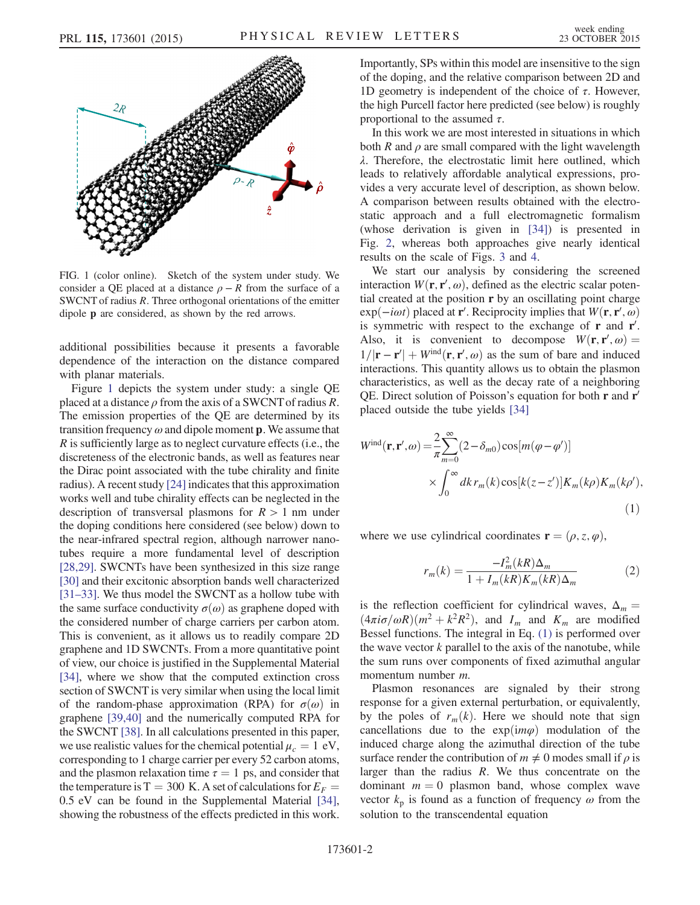FIG. 1 (color online). Sketch of the system under study. We consider a QE placed at a distance $\rho - R$ from the surface of a SWCNT of radius $R$. Three orthogonal orientations of the emitter dipole $\mathbf{p}$ are considered, as shown by the red arrows.

additional possibilities because it presents a favorable dependence of the interaction on the distance compared with planar materials.

Figure 1 depicts the system under study: a single QE placed at a distance $\rho$ from the axis of a SWCNT of radius $R$. The emission properties of the QE are determined by its transition frequency $\omega$ and dipole moment $\mathbf{p}$. We assume that $R$ is sufficiently large as to neglect curvature effects (i.e., the discreteness of the electronic bands, as well as features near the Dirac point associated with the tube chirality and finite radius). A recent study [24] indicates that this approximation works well and tube chirality effects can be neglected in the description of transversal plasmons for $R > 1$ nm under the doping conditions here considered (see below) down to the near-infrared spectral region, although narrower nanotubes require a more fundamental level of description [28,29]. SWCNTs have been synthesized in this size range [30] and their excitonic absorption bands well characterized [31–33]. We thus model the SWCNT as a hollow tube with the same surface conductivity $\sigma(\omega)$ as graphene doped with the considered number of charge carriers per carbon atom. This is convenient, as it allows us to readily compare 2D graphene and 1D SWCNTs. From a more quantitative point of view, our choice is justified in the Supplemental Material [34], where we show that the computed extinction cross section of SWCNT is very similar when using the local limit of the random-phase approximation (RPA) for $\sigma(\omega)$ in graphene [39,40] and the numerically computed RPA for the SWCNT [38]. In all calculations presented in this paper, we use realistic values for the chemical potential $\mu_c = 1$ eV, corresponding to 1 charge carrier per every 52 carbon atoms, and the plasmon relaxation time $\tau = 1$ ps, and consider that the temperature is $\mathrm{T} = 300$ K. A set of calculations for $E_F = 0.5$ eV can be found in the Supplemental Material [34], showing the robustness of the effects predicted in this work. Importantly, SPs within this model are insensitive to the sign of the doping, and the relative comparison between 2D and 1D geometry is independent of the choice of $\tau$. However, the high Purcell factor here predicted (see below) is roughly proportional to the assumed $\tau$.

In this work we are most interested in situations in which both $R$ and $\rho$ are small compared with the light wavelength $\lambda$. Therefore, the electrostatic limit here outlined, which leads to relatively affordable analytical expressions, provides a very accurate level of description, as shown below. A comparison between results obtained with the electrostatic approach and a full electromagnetic formalism (whose derivation is given in [34]) is presented in Fig. 2, whereas both approaches give nearly identical results on the scale of Figs. 3 and 4.

We start our analysis by considering the screened interaction $W(\mathbf{r}, \mathbf{r}', \omega)$, defined as the electric scalar potential created at the position $\mathbf{r}$ by an oscillating point charge $\exp(-i\omega t)$ placed at $\mathbf{r}'$. Reciprocity implies that $W(\mathbf{r}, \mathbf{r}', \omega)$ is symmetric with respect to the exchange of $\mathbf{r}$ and $\mathbf{r}'$. Also, it is convenient to decompose $W(\mathbf{r}, \mathbf{r}', \omega) = 1/|\mathbf{r} - \mathbf{r}'| + W^{\mathrm{ind}}(\mathbf{r}, \mathbf{r}', \omega)$ as the sum of bare and induced interactions. This quantity allows us to obtain the plasmon characteristics, as well as the decay rate of a neighboring QE. Direct solution of Poisson's equation for both $\mathbf{r}$ and $\mathbf{r}'$ placed outside the tube yields [34]

$$W^{\mathrm{ind}}(\mathbf{r}, \mathbf{r}', \omega) = \frac{2}{\pi} \sum_{m=0}^{\infty} (2 - \delta_{m0}) \cos[m(\varphi - \varphi')] \times \int_0^{\infty} dk\, r_m(k) \cos[k(z - z')] K_m(k\rho) K_m(k\rho'), \tag{1}$$

where we use cylindrical coordinates $\mathbf{r} = (\rho, z, \varphi)$,

$$r_m(k) = \frac{-I_m^2(kR)\Delta_m}{1 + I_m(kR)K_m(kR)\Delta_m} \tag{2}$$

is the reflection coefficient for cylindrical waves, $\Delta_m = (4\pi i\sigma/\omega R)(m^2 + k^2R^2)$, and $I_m$ and $K_m$ are modified Bessel functions. The integral in Eq. (1) is performed over the wave vector $k$ parallel to the axis of the nanotube, while the sum runs over components of fixed azimuthal angular momentum number $m$.

Plasmon resonances are signaled by their strong response for a given external perturbation, or equivalently, by the poles of $r_m(k)$. Here we should note that sign cancellations due to the $\exp(im\varphi)$ modulation of the induced charge along the azimuthal direction of the tube surface render the contribution of $m \neq 0$ modes small if $\rho$ is larger than the radius $R$. We thus concentrate on the dominant $m = 0$ plasmon band, whose complex wave vector $k_{\mathrm{p}}$ is found as a function of frequency $\omega$ from the solution to the transcendental equation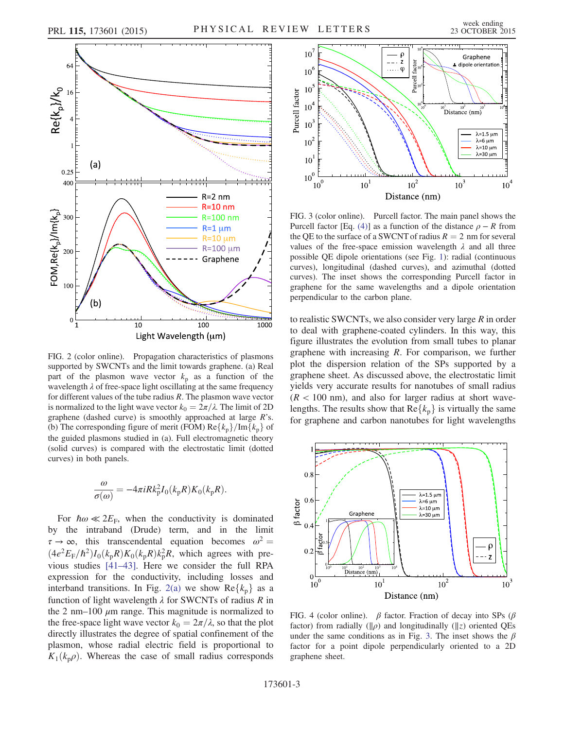FIG. 2 (color online). Propagation characteristics of plasmons supported by SWCNTs and the limit towards graphene. (a) Real part of the plasmon wave vector $k_p$ as a function of the wavelength $\lambda$ of free-space light oscillating at the same frequency for different values of the tube radius $R$. The plasmon wave vector is normalized to the light wave vector $k_0 = 2\pi/\lambda$. The limit of 2D graphene (dashed curve) is smoothly approached at large $R$'s. (b) The corresponding figure of merit (FOM) $\mathrm{Re}\{k_p\}/\mathrm{Im}\{k_p\}$ of the guided plasmons studied in (a). Full electromagnetic theory (solid curves) is compared with the electrostatic limit (dotted curves) in both panels.

$$\frac{\omega}{\sigma(\omega)} = -4\pi i R k_p^2 I_0(k_p R) K_0(k_p R).$$

For $\hbar\omega \ll 2E_F$, when the conductivity is dominated by the intraband (Drude) term, and in the limit $\tau \to \infty$, this transcendental equation becomes $\omega^2 = (4e^2 E_F/\hbar^2) I_0(k_p R) K_0(k_p R) k_p^2 R$, which agrees with previous studies [41–43]. Here we consider the full RPA expression for the conductivity, including losses and interband transitions. In Fig. 2(a) we show $\mathrm{Re}\{k_p\}$ as a function of light wavelength $\lambda$ for SWCNTs of radius $R$ in the 2 nm–100 $\mu$m range. This magnitude is normalized to the free-space light wave vector $k_0 = 2\pi/\lambda$, so that the plot directly illustrates the degree of spatial confinement of the plasmon, whose radial electric field is proportional to $K_1(k_p \rho)$. Whereas the case of small radius corresponds to realistic SWCNTs, we also consider very large $R$ in order to deal with graphene-coated cylinders. In this way, this figure illustrates the evolution from small tubes to planar graphene with increasing $R$. For comparison, we further plot the dispersion relation of the SPs supported by a graphene sheet. As discussed above, the electrostatic limit yields very accurate results for nanotubes of small radius ($R < 100$ nm), and also for larger radius at short wavelengths. The results show that $\mathrm{Re}\{k_p\}$ is virtually the same for graphene and carbon nanotubes for light wavelengths

FIG. 3 (color online). Purcell factor. The main panel shows the Purcell factor [Eq. (4)] as a function of the distance $\rho - R$ from the QE to the surface of a SWCNT of radius $R = 2$ nm for several values of the free-space emission wavelength $\lambda$ and all three possible QE dipole orientations (see Fig. 1): radial (continuous curves), longitudinal (dashed curves), and azimuthal (dotted curves). The inset shows the corresponding Purcell factor in graphene for the same wavelengths and a dipole orientation perpendicular to the carbon plane.

FIG. 4 (color online). $\beta$ factor. Fraction of decay into SPs ($\beta$ factor) from radially ($\parallel \rho$) and longitudinally ($\parallel z$) oriented QEs under the same conditions as in Fig. 3. The inset shows the $\beta$ factor for a point dipole perpendicularly oriented to a 2D graphene sheet.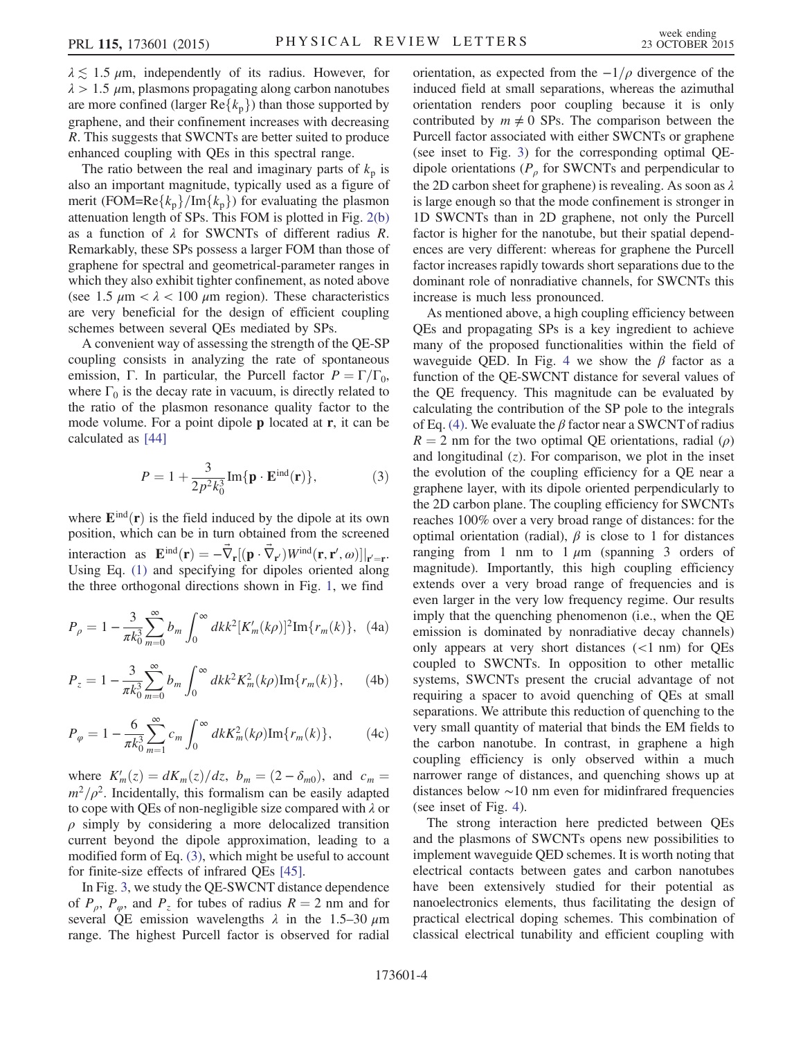$\lambda \lesssim 1.5\ \mu$m, independently of its radius. However, for $\lambda > 1.5\ \mu$m, plasmons propagating along carbon nanotubes are more confined (larger $\mathrm{Re}\{k_\mathrm{p}\}$) than those supported by graphene, and their confinement increases with decreasing $R$. This suggests that SWCNTs are better suited to produce enhanced coupling with QEs in this spectral range.

The ratio between the real and imaginary parts of $k_\mathrm{p}$ is also an important magnitude, typically used as a figure of merit ($\mathrm{FOM}=\mathrm{Re}\{k_\mathrm{p}\}/\mathrm{Im}\{k_\mathrm{p}\}$) for evaluating the plasmon attenuation length of SPs. This FOM is plotted in Fig. 2(b) as a function of $\lambda$ for SWCNTs of different radius $R$. Remarkably, these SPs possess a larger FOM than those of graphene for spectral and geometrical-parameter ranges in which they also exhibit tighter confinement, as noted above (see $1.5\ \mu\mathrm{m} < \lambda < 100\ \mu\mathrm{m}$ region). These characteristics are very beneficial for the design of efficient coupling schemes between several QEs mediated by SPs.

A convenient way of assessing the strength of the QE-SP coupling consists in analyzing the rate of spontaneous emission, $\Gamma$. In particular, the Purcell factor $P = \Gamma/\Gamma_0$, where $\Gamma_0$ is the decay rate in vacuum, is directly related to the ratio of the plasmon resonance quality factor to the mode volume. For a point dipole $\mathbf{p}$ located at $\mathbf{r}$, it can be calculated as [44]

$$P = 1 + \frac{3}{2p^2k_0^3}\mathrm{Im}\{\mathbf{p}\cdot\mathbf{E}^{\mathrm{ind}}(\mathbf{r})\}, \tag{3}$$

where $\mathbf{E}^{\mathrm{ind}}(\mathbf{r})$ is the field induced by the dipole at its own position, which can be in turn obtained from the screened interaction as $\mathbf{E}^{\mathrm{ind}}(\mathbf{r}) = -\vec{\nabla}_\mathbf{r}[(\mathbf{p}\cdot\vec{\nabla}_{\mathbf{r}'})W^{\mathrm{ind}}(\mathbf{r},\mathbf{r}',\omega)]|_{\mathbf{r}'=\mathbf{r}}$. Using Eq. (1) and specifying for dipoles oriented along the three orthogonal directions shown in Fig. 1, we find

$$P_\rho = 1 - \frac{3}{\pi k_0^3}\sum_{m=0}^{\infty} b_m \int_0^\infty dk k^2 [K_m'(k\rho)]^2 \mathrm{Im}\{r_m(k)\}, \tag{4a}$$

$$P_z = 1 - \frac{3}{\pi k_0^3}\sum_{m=0}^{\infty} b_m \int_0^\infty dk k^2 K_m^2(k\rho) \mathrm{Im}\{r_m(k)\}, \tag{4b}$$

$$P_\varphi = 1 - \frac{6}{\pi k_0^3}\sum_{m=1}^{\infty} c_m \int_0^\infty dk K_m^2(k\rho) \mathrm{Im}\{r_m(k)\}, \tag{4c}$$

where $K_m'(z) = dK_m(z)/dz$, $b_m = (2-\delta_{m0})$, and $c_m = m^2/\rho^2$. Incidentally, this formalism can be easily adapted to cope with QEs of non-negligible size compared with $\lambda$ or $\rho$ simply by considering a more delocalized transition current beyond the dipole approximation, leading to a modified form of Eq. (3), which might be useful to account for finite-size effects of infrared QEs [45].

In Fig. 3, we study the QE-SWCNT distance dependence of $P_\rho$, $P_\varphi$, and $P_z$ for tubes of radius $R = 2$ nm and for several QE emission wavelengths $\lambda$ in the 1.5–30 $\mu$m range. The highest Purcell factor is observed for radial orientation, as expected from the $-1/\rho$ divergence of the induced field at small separations, whereas the azimuthal orientation renders poor coupling because it is only contributed by $m \neq 0$ SPs. The comparison between the Purcell factor associated with either SWCNTs or graphene (see inset to Fig. 3) for the corresponding optimal QE-dipole orientations ($P_\rho$ for SWCNTs and perpendicular to the 2D carbon sheet for graphene) is revealing. As soon as $\lambda$ is large enough so that the mode confinement is stronger in 1D SWCNTs than in 2D graphene, not only the Purcell factor is higher for the nanotube, but their spatial dependences are very different: whereas for graphene the Purcell factor increases rapidly towards short separations due to the dominant role of nonradiative channels, for SWCNTs this increase is much less pronounced.

As mentioned above, a high coupling efficiency between QEs and propagating SPs is a key ingredient to achieve many of the proposed functionalities within the field of waveguide QED. In Fig. 4 we show the $\beta$ factor as a function of the QE-SWCNT distance for several values of the QE frequency. This magnitude can be evaluated by calculating the contribution of the SP pole to the integrals of Eq. (4). We evaluate the $\beta$ factor near a SWCNT of radius $R = 2$ nm for the two optimal QE orientations, radial ($\rho$) and longitudinal ($z$). For comparison, we plot in the inset the evolution of the coupling efficiency for a QE near a graphene layer, with its dipole oriented perpendicularly to the 2D carbon plane. The coupling efficiency for SWCNTs reaches 100% over a very broad range of distances: for the optimal orientation (radial), $\beta$ is close to 1 for distances ranging from 1 nm to 1 $\mu$m (spanning 3 orders of magnitude). Importantly, this high coupling efficiency extends over a very broad range of frequencies and is even larger in the very low frequency regime. Our results imply that the quenching phenomenon (i.e., when the QE emission is dominated by nonradiative decay channels) only appears at very short distances (<1 nm) for QEs coupled to SWCNTs. In opposition to other metallic systems, SWCNTs present the crucial advantage of not requiring a spacer to avoid quenching of QEs at small separations. We attribute this reduction of quenching to the very small quantity of material that binds the EM fields to the carbon nanotube. In contrast, in graphene a high coupling efficiency is only observed within a much narrower range of distances, and quenching shows up at distances below ~10 nm even for midinfrared frequencies (see inset of Fig. 4).

The strong interaction here predicted between QEs and the plasmons of SWCNTs opens new possibilities to implement waveguide QED schemes. It is worth noting that electrical contacts between gates and carbon nanotubes have been extensively studied for their potential as nanoelectronics elements, thus facilitating the design of practical electrical doping schemes. This combination of classical electrical tunability and efficient coupling with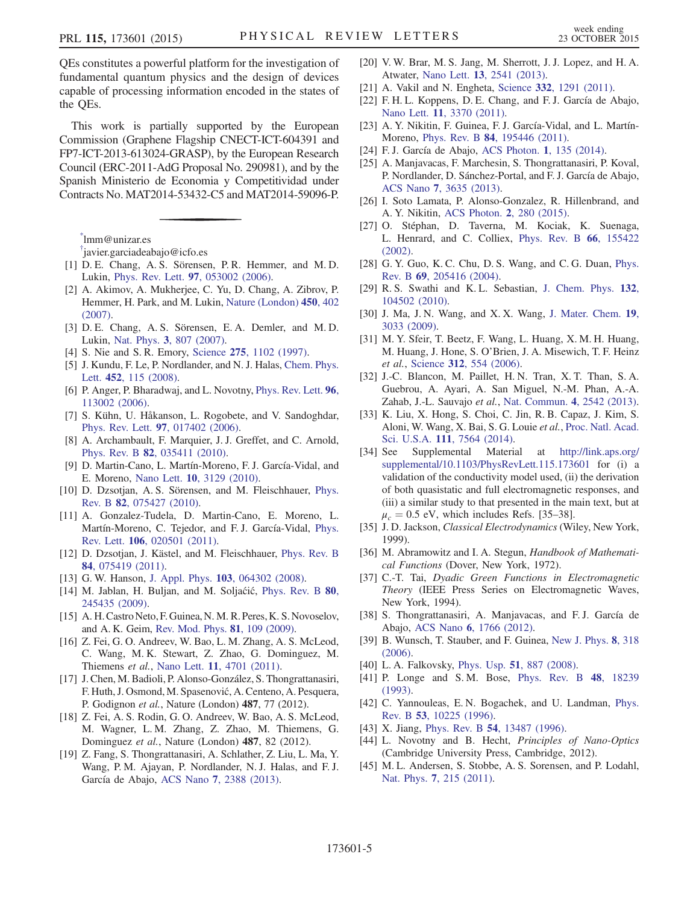QEs constitutes a powerful platform for the investigation of fundamental quantum physics and the design of devices capable of processing information encoded in the states of the QEs.

This work is partially supported by the European Commission (Graphene Flagship CNECT-ICT-604391 and FP7-ICT-2013-613024-GRASP), by the European Research Council (ERC-2011-AdG Proposal No. 290981), and by the Spanish Ministerio de Economia y Competitividad under Contracts No. MAT2014-53432-C5 and MAT2014-59096-P.

---

*lmm@unizar.es

†javier.garciadeabajo@icfo.es

[1] D. E. Chang, A. S. Sörensen, P. R. Hemmer, and M. D. Lukin, Phys. Rev. Lett. **97**, 053002 (2006).

[2] A. Akimov, A. Mukherjee, C. Yu, D. Chang, A. Zibrov, P. Hemmer, H. Park, and M. Lukin, Nature (London) **450**, 402 (2007).

[3] D. E. Chang, A. S. Sörensen, E. A. Demler, and M. D. Lukin, Nat. Phys. **3**, 807 (2007).

[4] S. Nie and S. R. Emory, Science **275**, 1102 (1997).

[5] J. Kundu, F. Le, P. Nordlander, and N. J. Halas, Chem. Phys. Lett. **452**, 115 (2008).

[6] P. Anger, P. Bharadwaj, and L. Novotny, Phys. Rev. Lett. **96**, 113002 (2006).

[7] S. Kühn, U. Håkanson, L. Rogobete, and V. Sandoghdar, Phys. Rev. Lett. **97**, 017402 (2006).

[8] A. Archambault, F. Marquier, J. J. Greffet, and C. Arnold, Phys. Rev. B **82**, 035411 (2010).

[9] D. Martin-Cano, L. Martín-Moreno, F. J. García-Vidal, and E. Moreno, Nano Lett. **10**, 3129 (2010).

[10] D. Dzsotjan, A. S. Sörensen, and M. Fleischhauer, Phys. Rev. B **82**, 075427 (2010).

[11] A. Gonzalez-Tudela, D. Martin-Cano, E. Moreno, L. Martín-Moreno, C. Tejedor, and F. J. García-Vidal, Phys. Rev. Lett. **106**, 020501 (2011).

[12] D. Dzsotjan, J. Kästel, and M. Fleischhauer, Phys. Rev. B **84**, 075419 (2011).

[13] G. W. Hanson, J. Appl. Phys. **103**, 064302 (2008).

[14] M. Jablan, H. Buljan, and M. Soljačić, Phys. Rev. B **80**, 245435 (2009).

[15] A. H. Castro Neto, F. Guinea, N. M. R. Peres, K. S. Novoselov, and A. K. Geim, Rev. Mod. Phys. **81**, 109 (2009).

[16] Z. Fei, G. O. Andreev, W. Bao, L. M. Zhang, A. S. McLeod, C. Wang, M. K. Stewart, Z. Zhao, G. Dominguez, M. Thiemens *et al.*, Nano Lett. **11**, 4701 (2011).

[17] J. Chen, M. Badioli, P. Alonso-González, S. Thongrattanasiri, F. Huth, J. Osmond, M. Spasenović, A. Centeno, A. Pesquera, P. Godignon *et al.*, Nature (London) **487**, 77 (2012).

[18] Z. Fei, A. S. Rodin, G. O. Andreev, W. Bao, A. S. McLeod, M. Wagner, L. M. Zhang, Z. Zhao, M. Thiemens, G. Dominguez *et al.*, Nature (London) **487**, 82 (2012).

[19] Z. Fang, S. Thongrattanasiri, A. Schlather, Z. Liu, L. Ma, Y. Wang, P. M. Ajayan, P. Nordlander, N. J. Halas, and F. J. García de Abajo, ACS Nano **7**, 2388 (2013).

[20] V. W. Brar, M. S. Jang, M. Sherrott, J. J. Lopez, and H. A. Atwater, Nano Lett. **13**, 2541 (2013).

[21] A. Vakil and N. Engheta, Science **332**, 1291 (2011).

[22] F. H. L. Koppens, D. E. Chang, and F. J. García de Abajo, Nano Lett. **11**, 3370 (2011).

[23] A. Y. Nikitin, F. Guinea, F. J. García-Vidal, and L. Martín-Moreno, Phys. Rev. B **84**, 195446 (2011).

[24] F. J. García de Abajo, ACS Photon. **1**, 135 (2014).

[25] A. Manjavacas, F. Marchesin, S. Thongrattanasiri, P. Koval, P. Nordlander, D. Sánchez-Portal, and F. J. García de Abajo, ACS Nano **7**, 3635 (2013).

[26] I. Soto Lamata, P. Alonso-Gonzalez, R. Hillenbrand, and A. Y. Nikitin, ACS Photon. **2**, 280 (2015).

[27] O. Stéphan, D. Taverna, M. Kociak, K. Suenaga, L. Henrard, and C. Colliex, Phys. Rev. B **66**, 155422 (2002).

[28] G. Y. Guo, K. C. Chu, D. S. Wang, and C. G. Duan, Phys. Rev. B **69**, 205416 (2004).

[29] R. S. Swathi and K. L. Sebastian, J. Chem. Phys. **132**, 104502 (2010).

[30] J. Ma, J. N. Wang, and X. X. Wang, J. Mater. Chem. **19**, 3033 (2009).

[31] M. Y. Sfeir, T. Beetz, F. Wang, L. Huang, X. M. H. Huang, M. Huang, J. Hone, S. O'Brien, J. A. Misewich, T. F. Heinz *et al.*, Science **312**, 554 (2006).

[32] J.-C. Blancon, M. Paillet, H. N. Tran, X. T. Than, S. A. Guebrou, A. Ayari, A. San Miguel, N.-M. Phan, A.-A. Zahab, J.-L. Sauvajo *et al.*, Nat. Commun. **4**, 2542 (2013).

[33] K. Liu, X. Hong, S. Choi, C. Jin, R. B. Capaz, J. Kim, S. Aloni, W. Wang, X. Bai, S. G. Louie *et al.*, Proc. Natl. Acad. Sci. U.S.A. **111**, 7564 (2014).

[34] See Supplemental Material at http://link.aps.org/supplemental/10.1103/PhysRevLett.115.173601 for (i) a validation of the conductivity model used, (ii) the derivation of both quasistatic and full electromagnetic responses, and (iii) a similar study to that presented in the main text, but at $\mu_c = 0.5$ eV, which includes Refs. [35–38].

[35] J. D. Jackson, *Classical Electrodynamics* (Wiley, New York, 1999).

[36] M. Abramowitz and I. A. Stegun, *Handbook of Mathematical Functions* (Dover, New York, 1972).

[37] C.-T. Tai, *Dyadic Green Functions in Electromagnetic Theory* (IEEE Press Series on Electromagnetic Waves, New York, 1994).

[38] S. Thongrattanasiri, A. Manjavacas, and F. J. García de Abajo, ACS Nano **6**, 1766 (2012).

[39] B. Wunsch, T. Stauber, and F. Guinea, New J. Phys. **8**, 318 (2006).

[40] L. A. Falkovsky, Phys. Usp. **51**, 887 (2008).

[41] P. Longe and S. M. Bose, Phys. Rev. B **48**, 18239 (1993).

[42] C. Yannouleas, E. N. Bogachek, and U. Landman, Phys. Rev. B **53**, 10225 (1996).

[43] X. Jiang, Phys. Rev. B **54**, 13487 (1996).

[44] L. Novotny and B. Hecht, *Principles of Nano-Optics* (Cambridge University Press, Cambridge, 2012).

[45] M. L. Andersen, S. Stobbe, A. S. Sorensen, and P. Lodahl, Nat. Phys. **7**, 215 (2011).